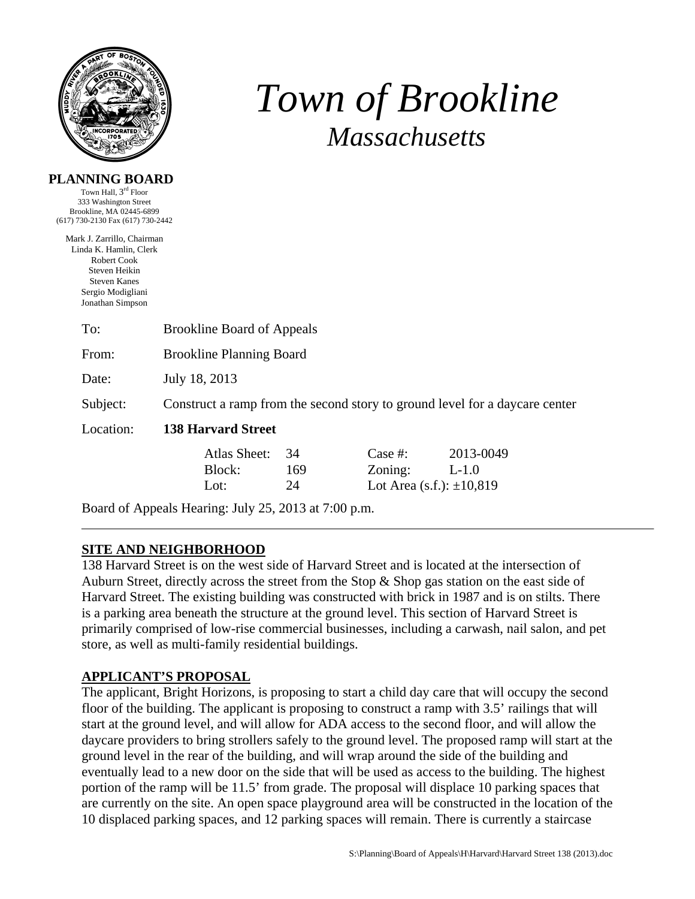# *Town of Brookline*

## *Massachusetts*

**PLANNING BOARD**

Town Hall, 3rd Floor
333 Washington Street
Brookline, MA 02445-6899
(617) 730-2130 Fax (617) 730-2442

Mark J. Zarrillo, Chairman
Linda K. Hamlin, Clerk
Robert Cook
Steven Heikin
Steven Kanes
Sergio Modigliani
Jonathan Simpson

To: Brookline Board of Appeals

From: Brookline Planning Board

Date: July 18, 2013

Subject: Construct a ramp from the second story to ground level for a daycare center

Location: **138 Harvard Street**

| | | | |
|---|---|---|---|
| Atlas Sheet: | 34 | Case #: | 2013-0049 |
| Block: | 169 | Zoning: | L-1.0 |
| Lot: | 24 | Lot Area (s.f.): | ±10,819 |

Board of Appeals Hearing: July 25, 2013 at 7:00 p.m.

---

**SITE AND NEIGHBORHOOD**

138 Harvard Street is on the west side of Harvard Street and is located at the intersection of Auburn Street, directly across the street from the Stop & Shop gas station on the east side of Harvard Street. The existing building was constructed with brick in 1987 and is on stilts. There is a parking area beneath the structure at the ground level. This section of Harvard Street is primarily comprised of low-rise commercial businesses, including a carwash, nail salon, and pet store, as well as multi-family residential buildings.

**APPLICANT'S PROPOSAL**

The applicant, Bright Horizons, is proposing to start a child day care that will occupy the second floor of the building. The applicant is proposing to construct a ramp with 3.5' railings that will start at the ground level, and will allow for ADA access to the second floor, and will allow the daycare providers to bring strollers safely to the ground level. The proposed ramp will start at the ground level in the rear of the building, and will wrap around the side of the building and eventually lead to a new door on the side that will be used as access to the building. The highest portion of the ramp will be 11.5' from grade. The proposal will displace 10 parking spaces that are currently on the site. An open space playground area will be constructed in the location of the 10 displaced parking spaces, and 12 parking spaces will remain. There is currently a staircase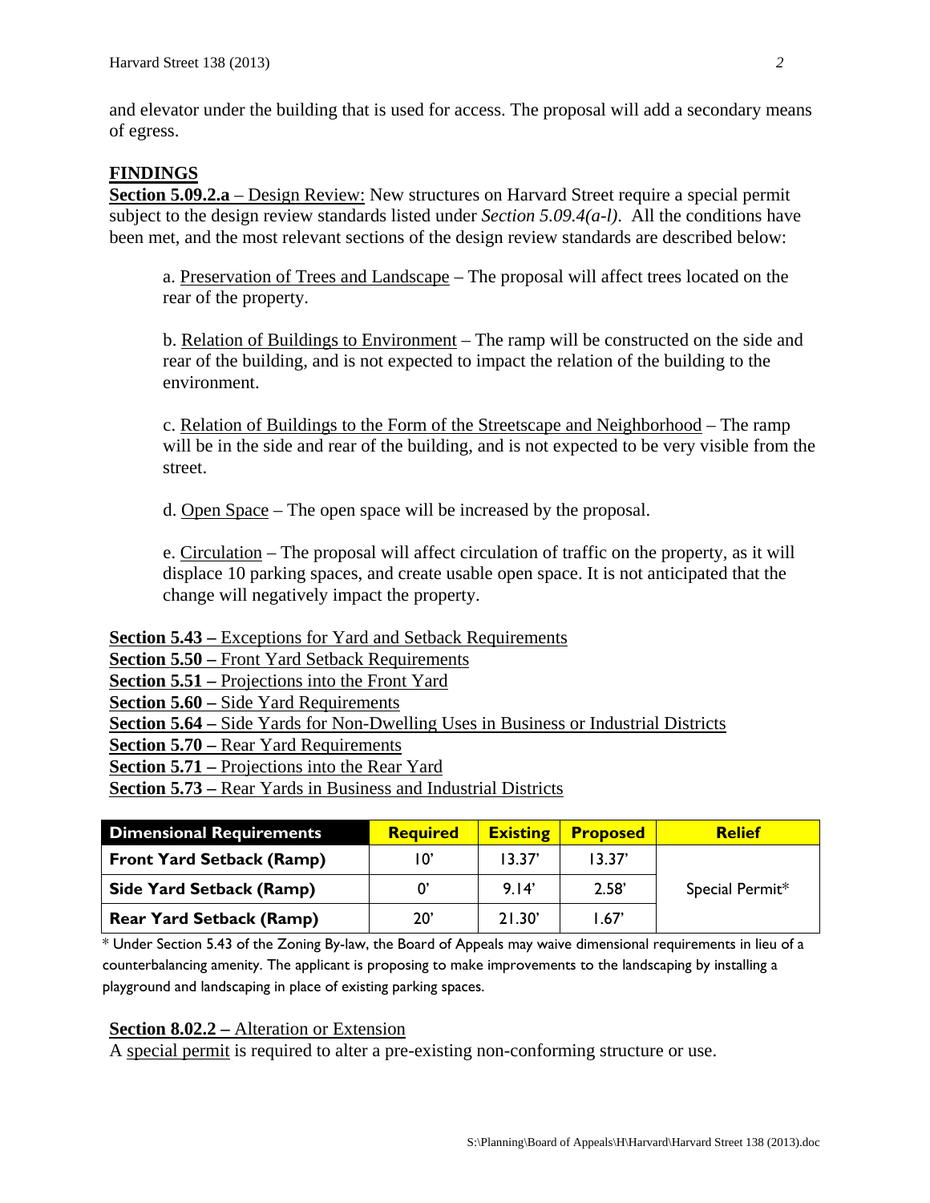and elevator under the building that is used for access. The proposal will add a secondary means of egress.

## FINDINGS

**Section 5.09.2.a** – Design Review: New structures on Harvard Street require a special permit subject to the design review standards listed under *Section 5.09.4(a-l)*. All the conditions have been met, and the most relevant sections of the design review standards are described below:

a. Preservation of Trees and Landscape – The proposal will affect trees located on the rear of the property.

b. Relation of Buildings to Environment – The ramp will be constructed on the side and rear of the building, and is not expected to impact the relation of the building to the environment.

c. Relation of Buildings to the Form of the Streetscape and Neighborhood – The ramp will be in the side and rear of the building, and is not expected to be very visible from the street.

d. Open Space – The open space will be increased by the proposal.

e. Circulation – The proposal will affect circulation of traffic on the property, as it will displace 10 parking spaces, and create usable open space. It is not anticipated that the change will negatively impact the property.

**Section 5.43 –** Exceptions for Yard and Setback Requirements
**Section 5.50 –** Front Yard Setback Requirements
**Section 5.51 –** Projections into the Front Yard
**Section 5.60 –** Side Yard Requirements
**Section 5.64 –** Side Yards for Non-Dwelling Uses in Business or Industrial Districts
**Section 5.70 –** Rear Yard Requirements
**Section 5.71 –** Projections into the Rear Yard
**Section 5.73 –** Rear Yards in Business and Industrial Districts

| Dimensional Requirements | Required | Existing | Proposed | Relief |
|---|---|---|---|---|
| Front Yard Setback (Ramp) | 10' | 13.37' | 13.37' | Special Permit* |
| Side Yard Setback (Ramp) | 0' | 9.14' | 2.58' | |
| Rear Yard Setback (Ramp) | 20' | 21.30' | 1.67' | |

* Under Section 5.43 of the Zoning By-law, the Board of Appeals may waive dimensional requirements in lieu of a counterbalancing amenity. The applicant is proposing to make improvements to the landscaping by installing a playground and landscaping in place of existing parking spaces.

**Section 8.02.2 –** Alteration or Extension
A special permit is required to alter a pre-existing non-conforming structure or use.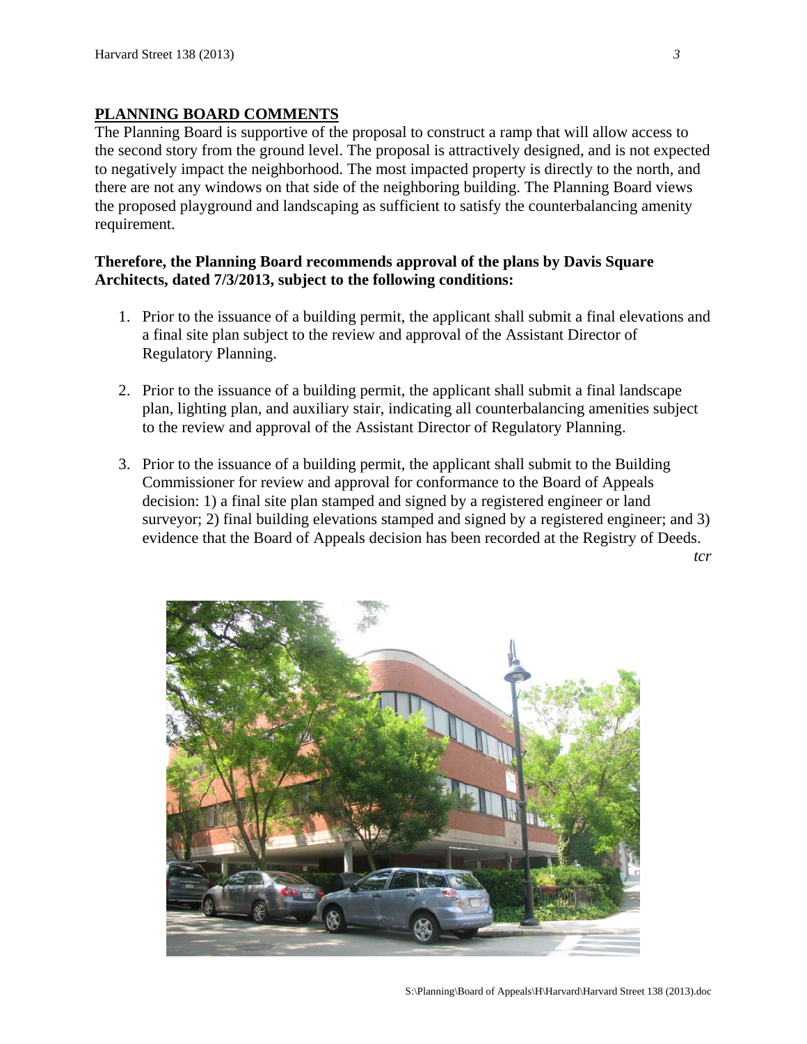## PLANNING BOARD COMMENTS

The Planning Board is supportive of the proposal to construct a ramp that will allow access to the second story from the ground level. The proposal is attractively designed, and is not expected to negatively impact the neighborhood. The most impacted property is directly to the north, and there are not any windows on that side of the neighboring building. The Planning Board views the proposed playground and landscaping as sufficient to satisfy the counterbalancing amenity requirement.

**Therefore, the Planning Board recommends approval of the plans by Davis Square Architects, dated 7/3/2013, subject to the following conditions:**

1. Prior to the issuance of a building permit, the applicant shall submit a final elevations and a final site plan subject to the review and approval of the Assistant Director of Regulatory Planning.

2. Prior to the issuance of a building permit, the applicant shall submit a final landscape plan, lighting plan, and auxiliary stair, indicating all counterbalancing amenities subject to the review and approval of the Assistant Director of Regulatory Planning.

3. Prior to the issuance of a building permit, the applicant shall submit to the Building Commissioner for review and approval for conformance to the Board of Appeals decision: 1) a final site plan stamped and signed by a registered engineer or land surveyor; 2) final building elevations stamped and signed by a registered engineer; and 3) evidence that the Board of Appeals decision has been recorded at the Registry of Deeds.

*tcr*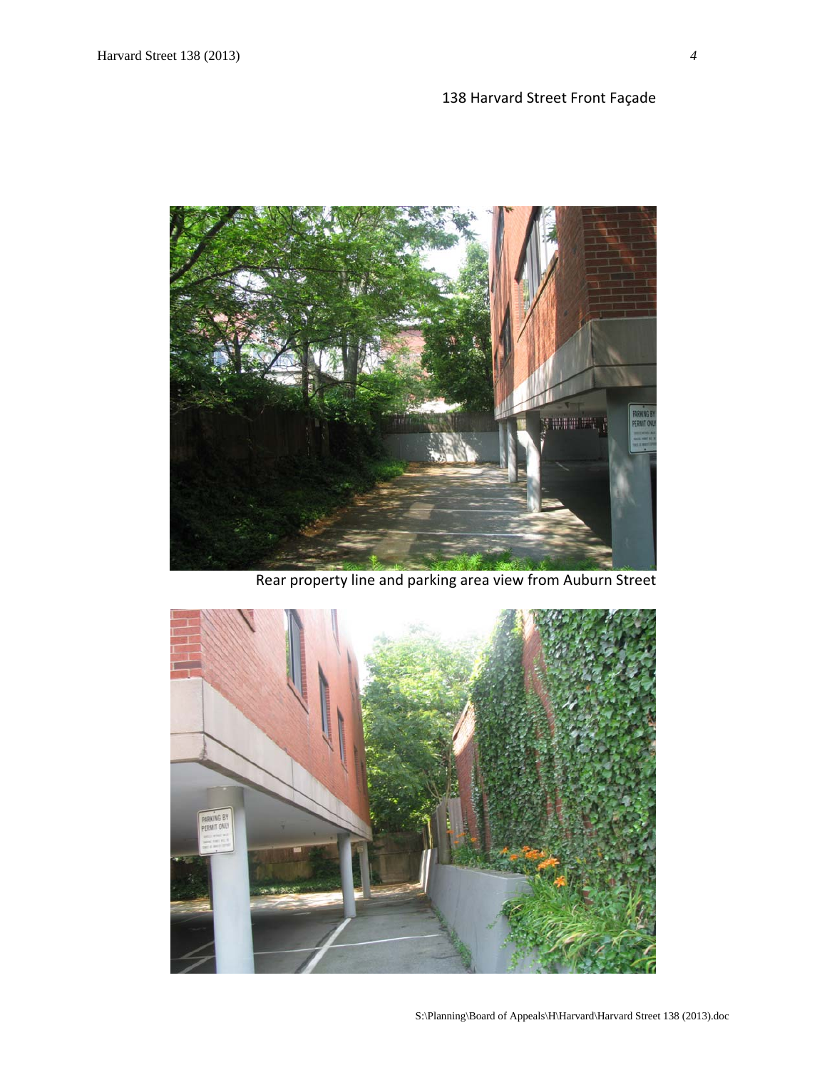138 Harvard Street Front Façade

Rear property line and parking area view from Auburn Street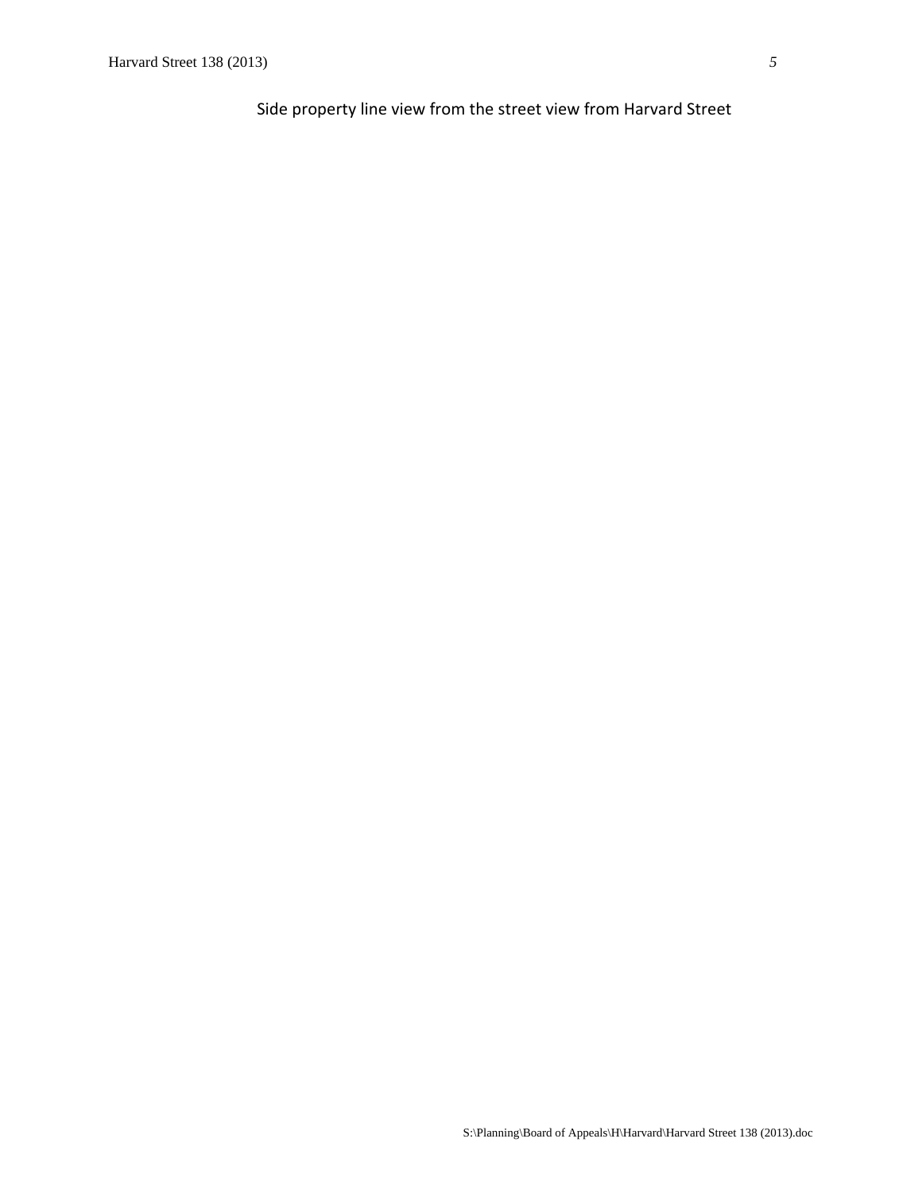Side property line view from the street view from Harvard Street